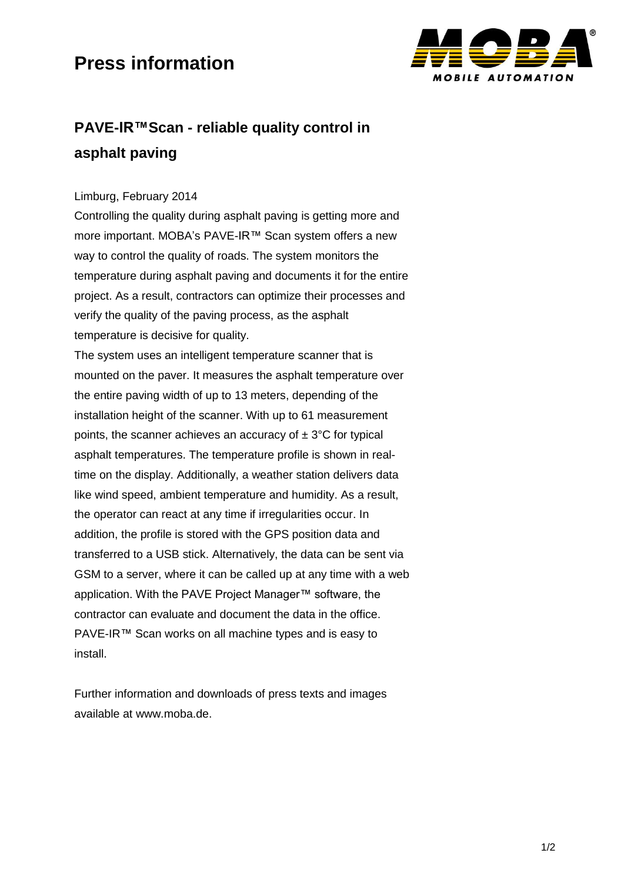# Press information

## PAVE-IR™Scan - reliable quality control in asphalt paving

Limburg, February 2014

Controlling the quality during asphalt paving is getting more and more important. MOBA's PAVE-IR™ Scan system offers a new way to control the quality of roads. The system monitors the temperature during asphalt paving and documents it for the entire project. As a result, contractors can optimize their processes and verify the quality of the paving process, as the asphalt temperature is decisive for quality.

The system uses an intelligent temperature scanner that is mounted on the paver. It measures the asphalt temperature over the entire paving width of up to 13 meters, depending of the installation height of the scanner. With up to 61 measurement points, the scanner achieves an accuracy of ± 3°C for typical asphalt temperatures. The temperature profile is shown in real-time on the display. Additionally, a weather station delivers data like wind speed, ambient temperature and humidity. As a result, the operator can react at any time if irregularities occur. In addition, the profile is stored with the GPS position data and transferred to a USB stick. Alternatively, the data can be sent via GSM to a server, where it can be called up at any time with a web application. With the PAVE Project Manager™ software, the contractor can evaluate and document the data in the office. PAVE-IR™ Scan works on all machine types and is easy to install.

Further information and downloads of press texts and images available at www.moba.de.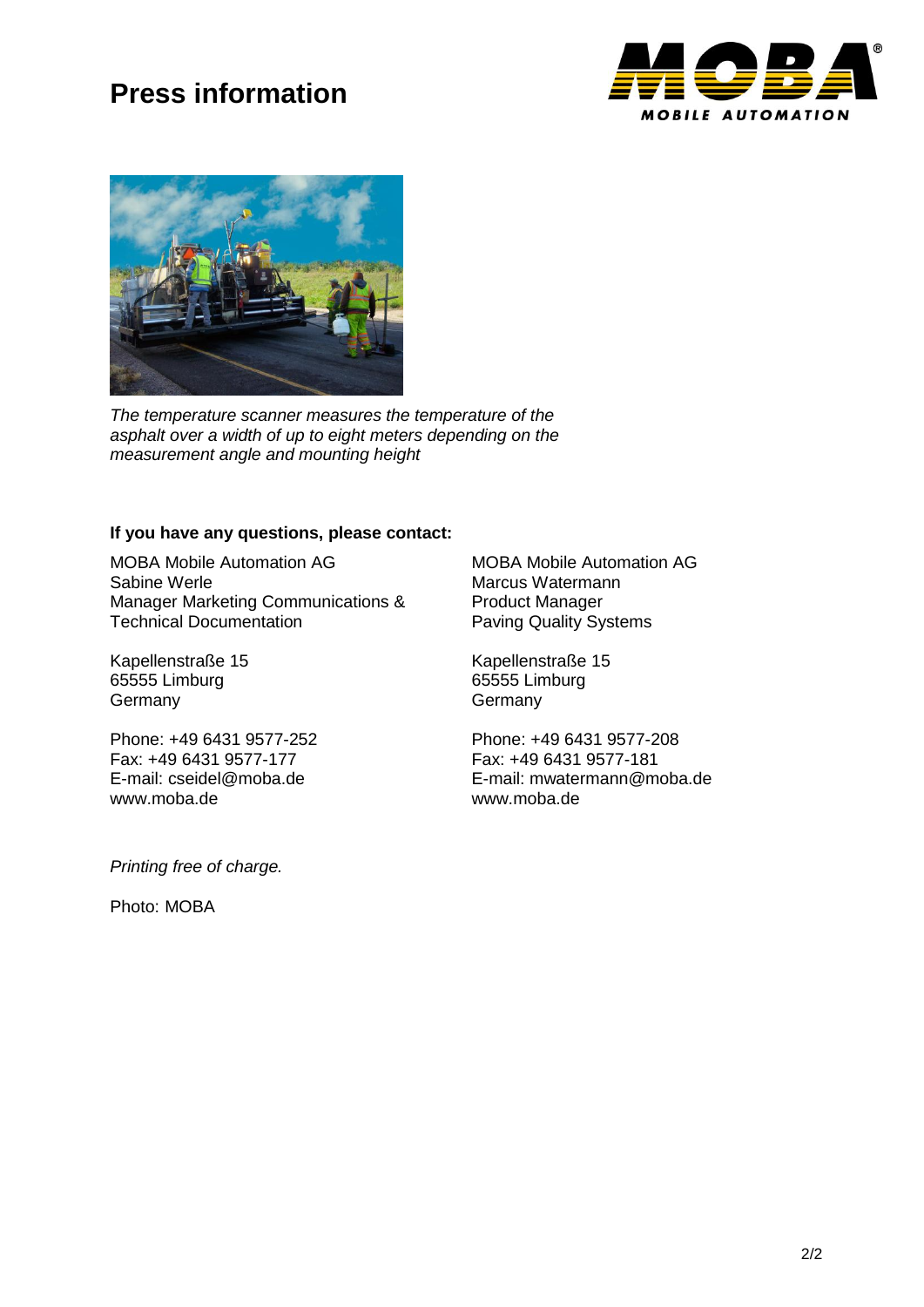# Press information

*The temperature scanner measures the temperature of the asphalt over a width of up to eight meters depending on the measurement angle and mounting height*

**If you have any questions, please contact:**

MOBA Mobile Automation AG
Sabine Werle
Manager Marketing Communications &
Technical Documentation

Kapellenstraße 15
65555 Limburg
Germany

Phone: +49 6431 9577-252
Fax: +49 6431 9577-177
E-mail: cseidel@moba.de
www.moba.de

MOBA Mobile Automation AG
Marcus Watermann
Product Manager
Paving Quality Systems

Kapellenstraße 15
65555 Limburg
Germany

Phone: +49 6431 9577-208
Fax: +49 6431 9577-181
E-mail: mwatermann@moba.de
www.moba.de

*Printing free of charge.*

Photo: MOBA